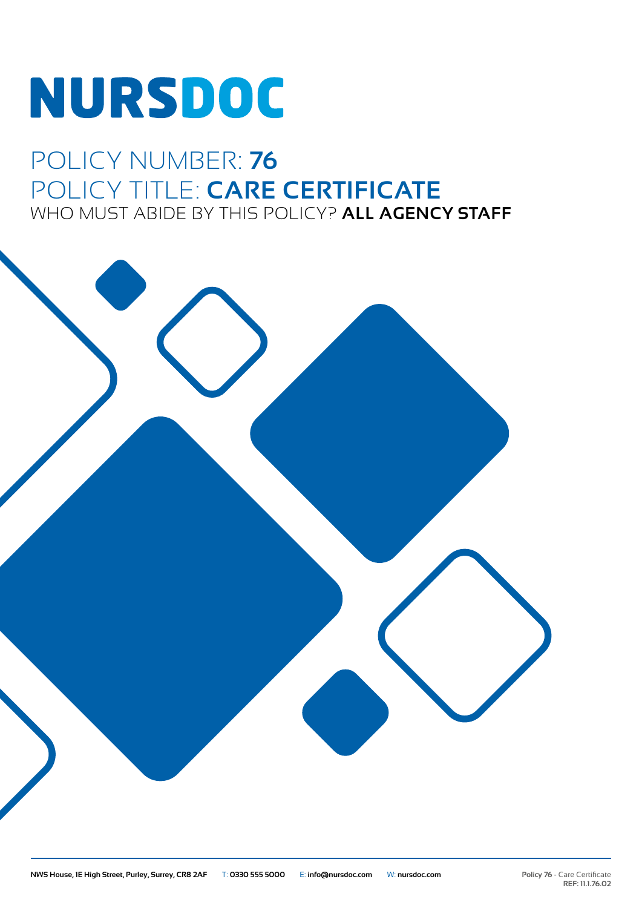# NURSDOC

## POLICY NUMBER: **76**
## POLICY TITLE: **CARE CERTIFICATE**
### WHO MUST ABIDE BY THIS POLICY? **ALL AGENCY STAFF**

NWS House, 1E High Street, Purley, Surrey, CR8 2AF T: 0330 555 5000 E: info@nursdoc.com W: nursdoc.com

Policy 76 - Care Certificate
REF: 11.1.76.02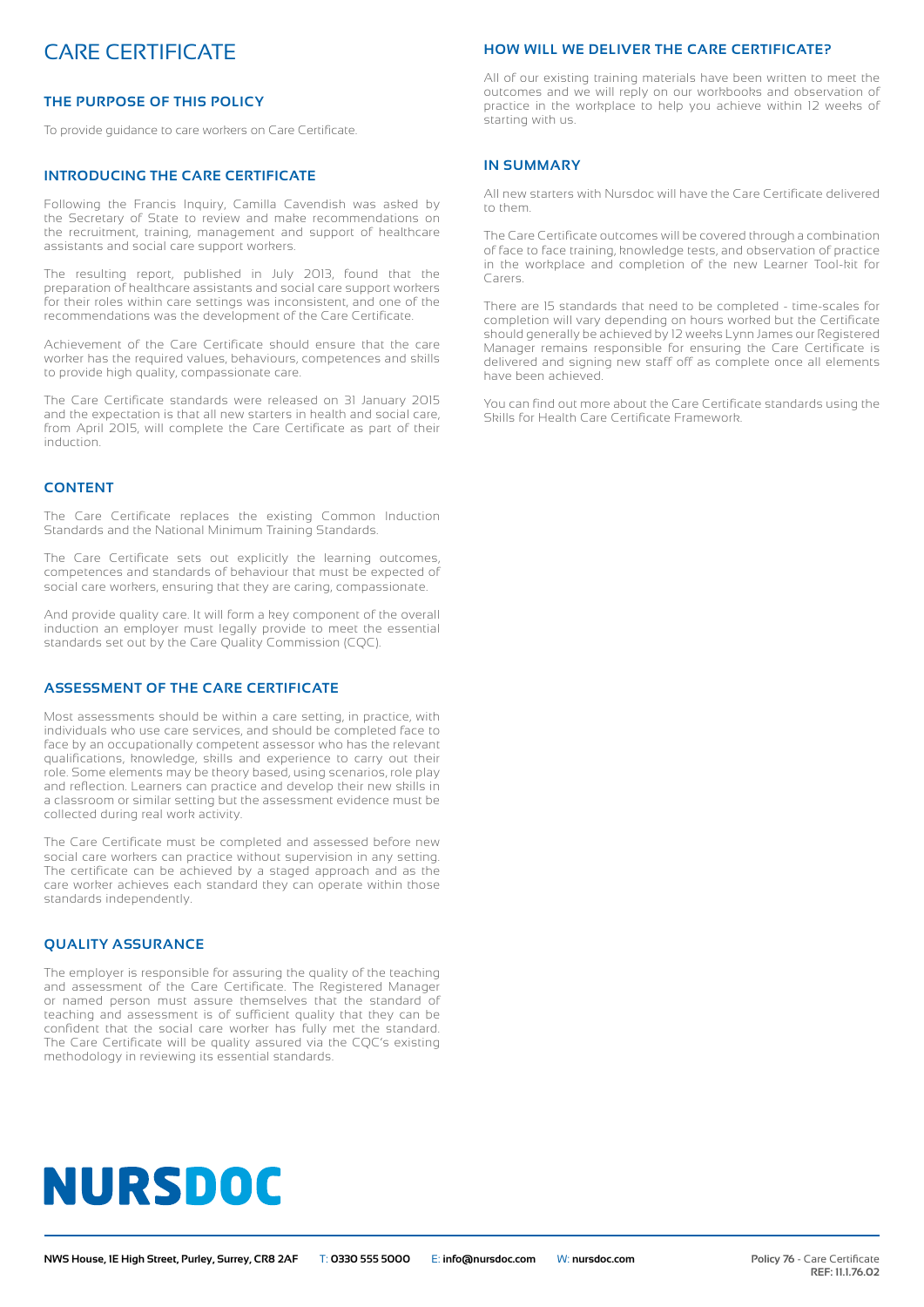# CARE CERTIFICATE

## THE PURPOSE OF THIS POLICY

To provide guidance to care workers on Care Certificate.

## INTRODUCING THE CARE CERTIFICATE

Following the Francis Inquiry, Camilla Cavendish was asked by the Secretary of State to review and make recommendations on the recruitment, training, management and support of healthcare assistants and social care support workers.

The resulting report, published in July 2013, found that the preparation of healthcare assistants and social care support workers for their roles within care settings was inconsistent, and one of the recommendations was the development of the Care Certificate.

Achievement of the Care Certificate should ensure that the care worker has the required values, behaviours, competences and skills to provide high quality, compassionate care.

The Care Certificate standards were released on 31 January 2015 and the expectation is that all new starters in health and social care, from April 2015, will complete the Care Certificate as part of their induction.

## CONTENT

The Care Certificate replaces the existing Common Induction Standards and the National Minimum Training Standards.

The Care Certificate sets out explicitly the learning outcomes, competences and standards of behaviour that must be expected of social care workers, ensuring that they are caring, compassionate.

And provide quality care. It will form a key component of the overall induction an employer must legally provide to meet the essential standards set out by the Care Quality Commission (CQC).

## ASSESSMENT OF THE CARE CERTIFICATE

Most assessments should be within a care setting, in practice, with individuals who use care services, and should be completed face to face by an occupationally competent assessor who has the relevant qualifications, knowledge, skills and experience to carry out their role. Some elements may be theory based, using scenarios, role play and reflection. Learners can practice and develop their new skills in a classroom or similar setting but the assessment evidence must be collected during real work activity.

The Care Certificate must be completed and assessed before new social care workers can practice without supervision in any setting. The certificate can be achieved by a staged approach and as the care worker achieves each standard they can operate within those standards independently.

## QUALITY ASSURANCE

The employer is responsible for assuring the quality of the teaching and assessment of the Care Certificate. The Registered Manager or named person must assure themselves that the standard of teaching and assessment is of sufficient quality that they can be confident that the social care worker has fully met the standard. The Care Certificate will be quality assured via the CQC's existing methodology in reviewing its essential standards.

## HOW WILL WE DELIVER THE CARE CERTIFICATE?

All of our existing training materials have been written to meet the outcomes and we will reply on our workbooks and observation of practice in the workplace to help you achieve within 12 weeks of starting with us.

## IN SUMMARY

All new starters with Nursdoc will have the Care Certificate delivered to them.

The Care Certificate outcomes will be covered through a combination of face to face training, knowledge tests, and observation of practice in the workplace and completion of the new Learner Tool-kit for Carers.

There are 15 standards that need to be completed - time-scales for completion will vary depending on hours worked but the Certificate should generally be achieved by 12 weeks Lynn James our Registered Manager remains responsible for ensuring the Care Certificate is delivered and signing new staff off as complete once all elements have been achieved.

You can find out more about the Care Certificate standards using the Skills for Health Care Certificate Framework.

**NURSDOC**

**NWS House, 1E High Street, Purley, Surrey, CR8 2AF** T: **0330 555 5000** E: **info@nursdoc.com** W: **nursdoc.com**

**Policy 76** - Care Certificate
**REF: 11.1.76.02**